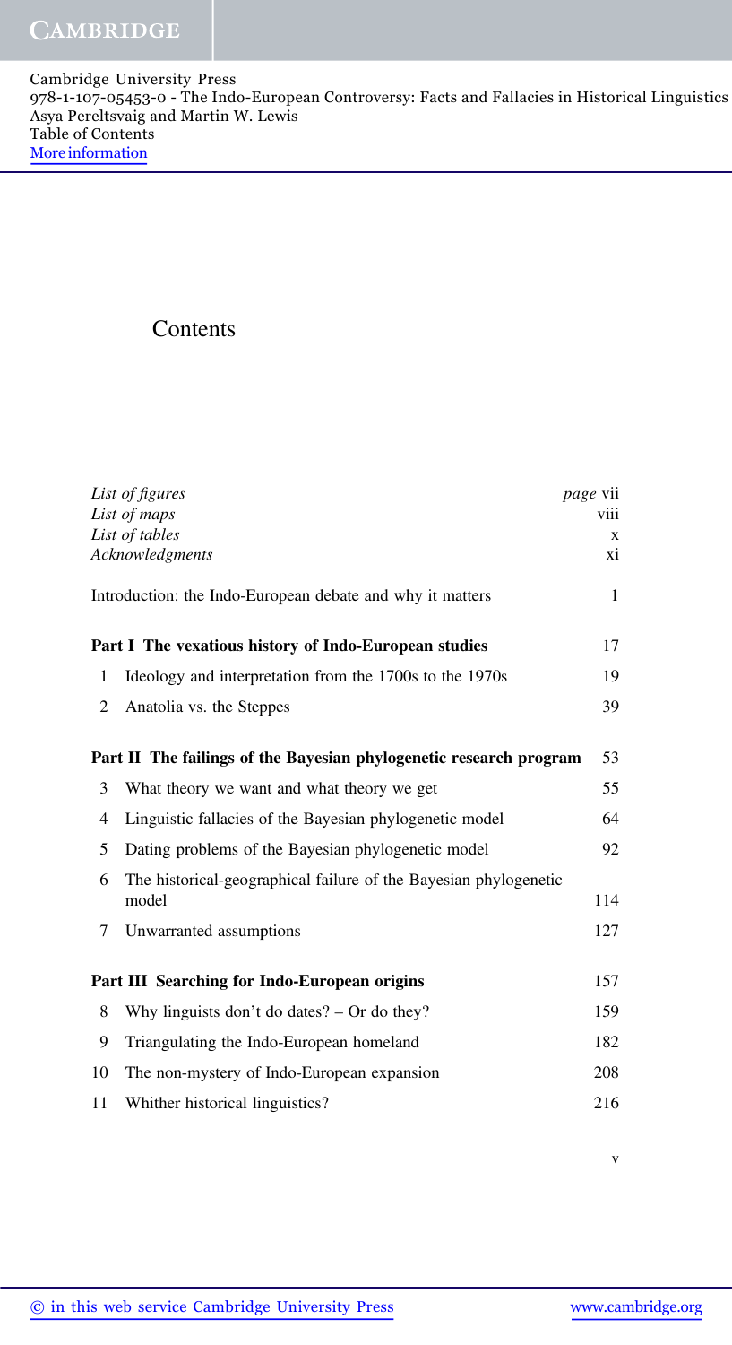# Contents

| | | |
|---|---|---|
| *List of figures* | | *page* vii |
| *List of maps* | | viii |
| *List of tables* | | x |
| *Acknowledgments* | | xi |
| Introduction: the Indo-European debate and why it matters | | 1 |
| **Part I The vexatious history of Indo-European studies** | | 17 |
| 1 | Ideology and interpretation from the 1700s to the 1970s | 19 |
| 2 | Anatolia vs. the Steppes | 39 |
| **Part II The failings of the Bayesian phylogenetic research program** | | 53 |
| 3 | What theory we want and what theory we get | 55 |
| 4 | Linguistic fallacies of the Bayesian phylogenetic model | 64 |
| 5 | Dating problems of the Bayesian phylogenetic model | 92 |
| 6 | The historical-geographical failure of the Bayesian phylogenetic model | 114 |
| 7 | Unwarranted assumptions | 127 |
| **Part III Searching for Indo-European origins** | | 157 |
| 8 | Why linguists don't do dates? – Or do they? | 159 |
| 9 | Triangulating the Indo-European homeland | 182 |
| 10 | The non-mystery of Indo-European expansion | 208 |
| 11 | Whither historical linguistics? | 216 |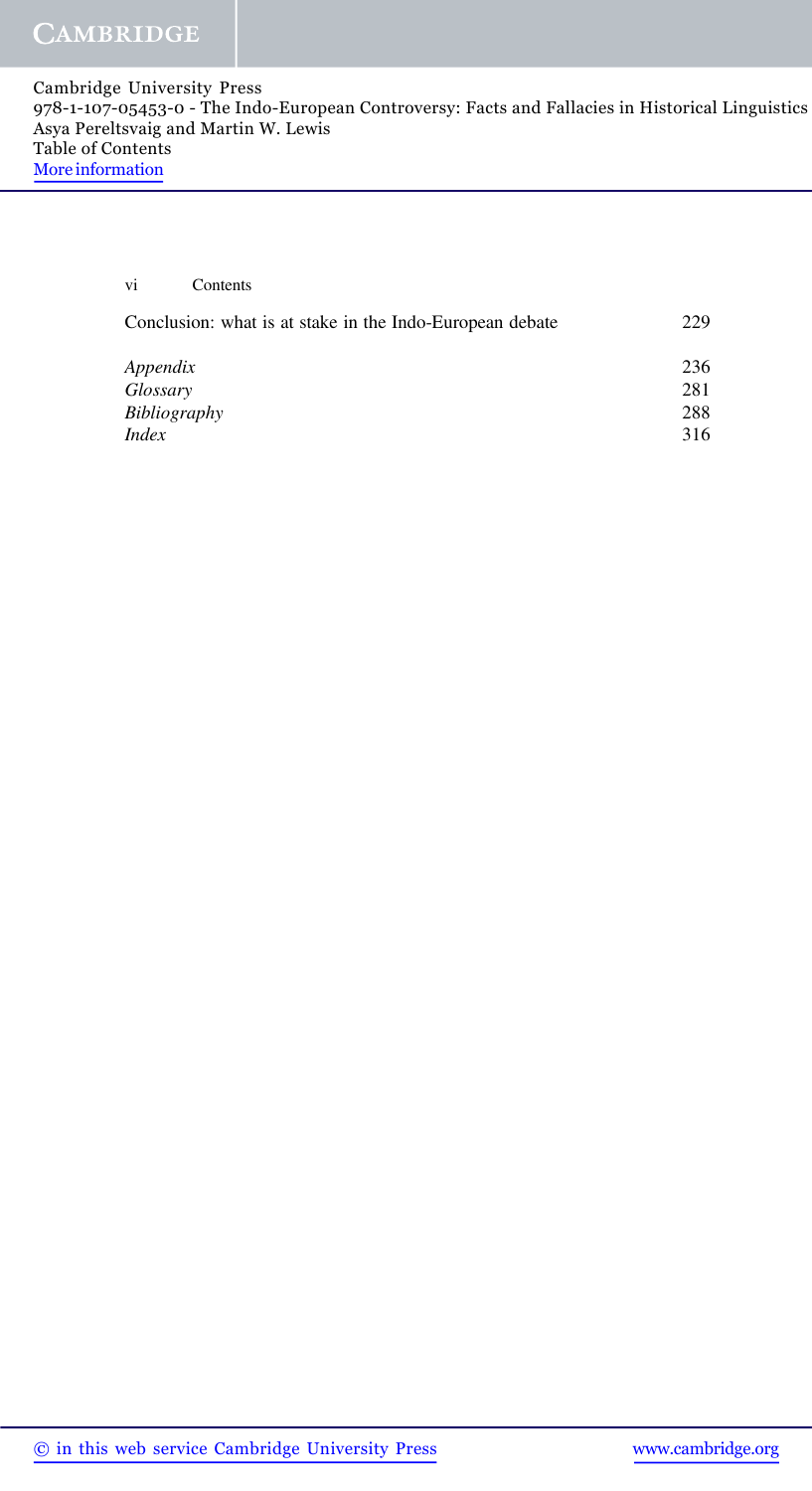| | |
|---|---|
| Conclusion: what is at stake in the Indo-European debate | 229 |
| *Appendix* | 236 |
| *Glossary* | 281 |
| *Bibliography* | 288 |
| *Index* | 316 |